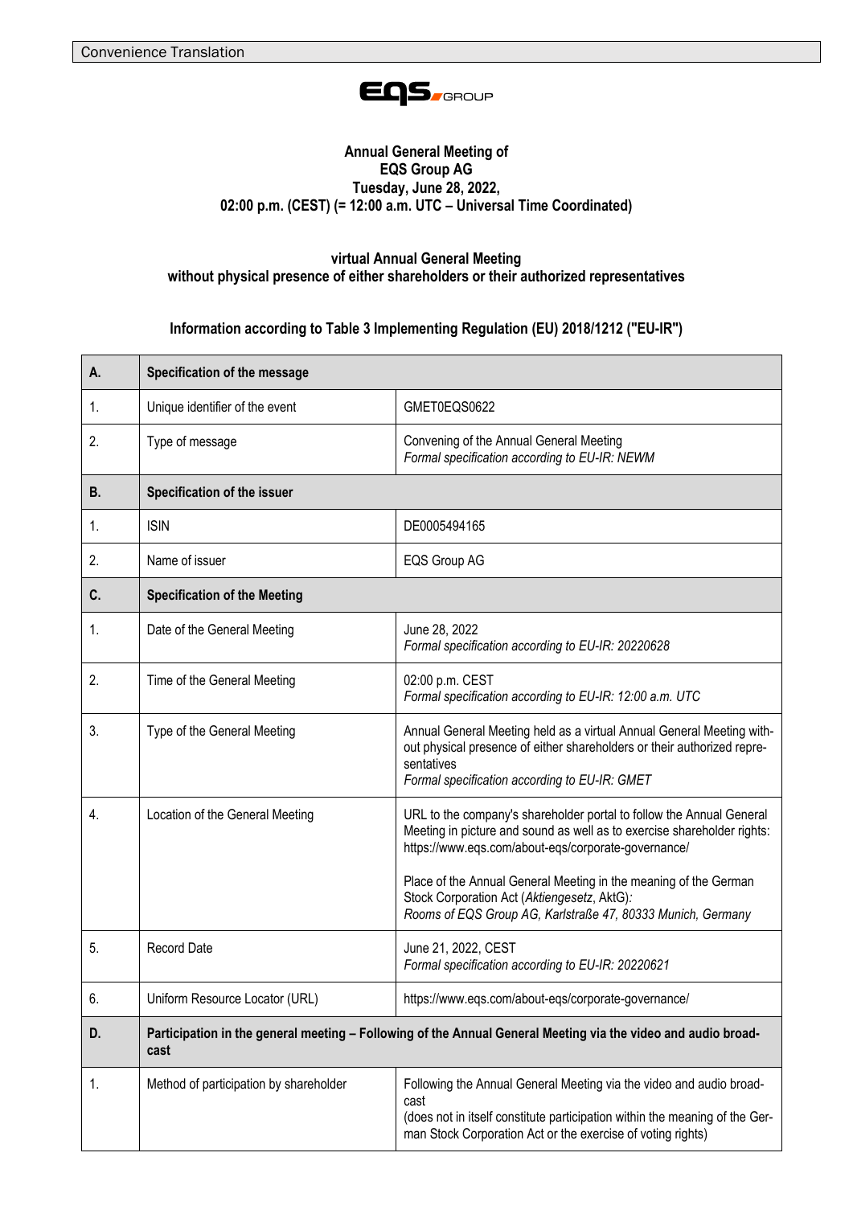Convenience Translation

EQS GROUP

**Annual General Meeting of**
**EQS Group AG**
**Tuesday, June 28, 2022,**
**02:00 p.m. (CEST) (= 12:00 a.m. UTC – Universal Time Coordinated)**

**virtual Annual General Meeting**
**without physical presence of either shareholders or their authorized representatives**

**Information according to Table 3 Implementing Regulation (EU) 2018/1212 ("EU-IR")**

| **A.** | **Specification of the message** | |
|---|---|---|
| 1. | Unique identifier of the event | GMET0EQS0622 |
| 2. | Type of message | Convening of the Annual General Meeting<br>*Formal specification according to EU-IR: NEWM* |
| **B.** | **Specification of the issuer** | |
| 1. | ISIN | DE0005494165 |
| 2. | Name of issuer | EQS Group AG |
| **C.** | **Specification of the Meeting** | |
| 1. | Date of the General Meeting | June 28, 2022<br>*Formal specification according to EU-IR: 20220628* |
| 2. | Time of the General Meeting | 02:00 p.m. CEST<br>*Formal specification according to EU-IR: 12:00 a.m. UTC* |
| 3. | Type of the General Meeting | Annual General Meeting held as a virtual Annual General Meeting without physical presence of either shareholders or their authorized representatives<br>*Formal specification according to EU-IR: GMET* |
| 4. | Location of the General Meeting | URL to the company's shareholder portal to follow the Annual General Meeting in picture and sound as well as to exercise shareholder rights: https://www.eqs.com/about-eqs/corporate-governance/<br><br>Place of the Annual General Meeting in the meaning of the German Stock Corporation Act (*Aktiengesetz*, AktG)*:*<br>*Rooms of EQS Group AG, Karlstraße 47, 80333 Munich, Germany* |
| 5. | Record Date | June 21, 2022, CEST<br>*Formal specification according to EU-IR: 20220621* |
| 6. | Uniform Resource Locator (URL) | https://www.eqs.com/about-eqs/corporate-governance/ |
| **D.** | **Participation in the general meeting – Following of the Annual General Meeting via the video and audio broadcast** | |
| 1. | Method of participation by shareholder | Following the Annual General Meeting via the video and audio broadcast<br>(does not in itself constitute participation within the meaning of the German Stock Corporation Act or the exercise of voting rights) |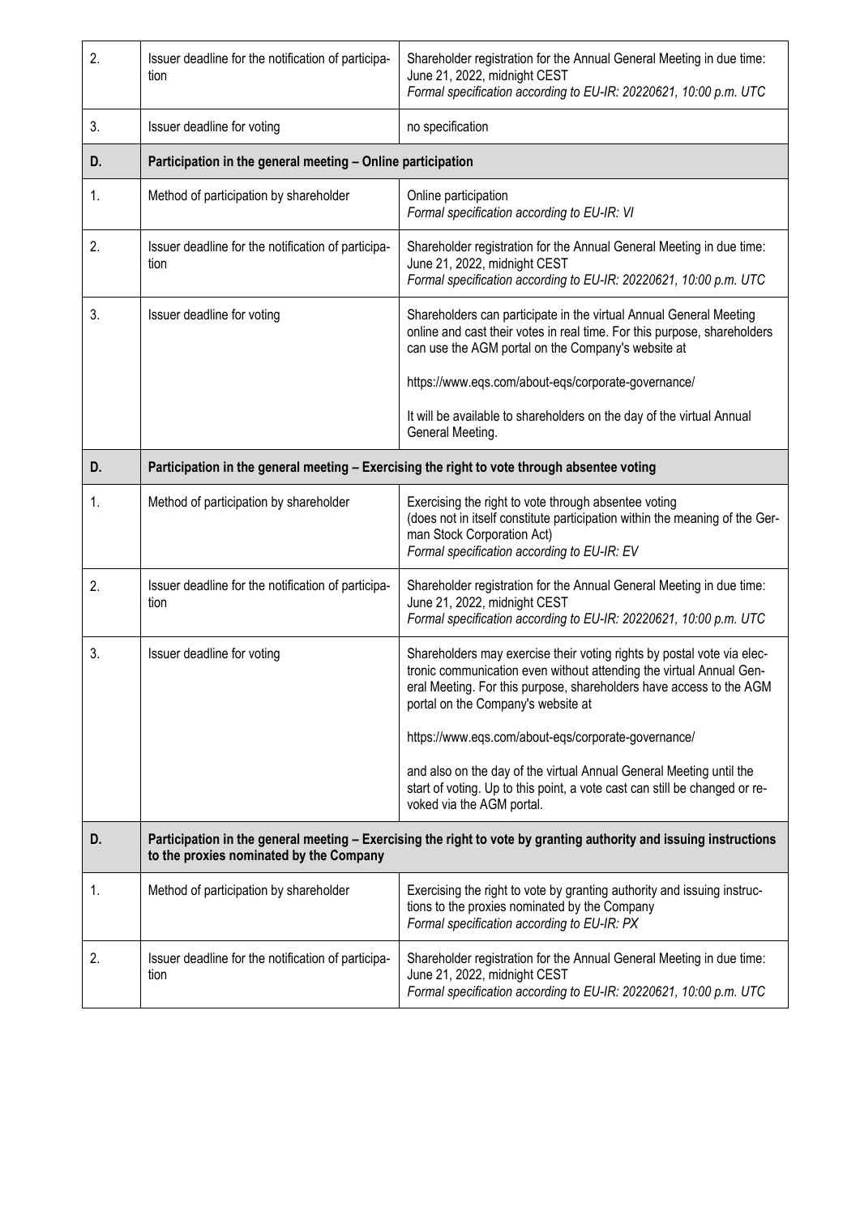| | | |
|---|---|---|
| 2. | Issuer deadline for the notification of participation | Shareholder registration for the Annual General Meeting in due time: June 21, 2022, midnight CEST<br>*Formal specification according to EU-IR: 20220621, 10:00 p.m. UTC* |
| 3. | Issuer deadline for voting | no specification |
| **D.** | **Participation in the general meeting – Online participation** | |
| 1. | Method of participation by shareholder | Online participation<br>*Formal specification according to EU-IR: VI* |
| 2. | Issuer deadline for the notification of participation | Shareholder registration for the Annual General Meeting in due time: June 21, 2022, midnight CEST<br>*Formal specification according to EU-IR: 20220621, 10:00 p.m. UTC* |
| 3. | Issuer deadline for voting | Shareholders can participate in the virtual Annual General Meeting online and cast their votes in real time. For this purpose, shareholders can use the AGM portal on the Company's website at<br><br>https://www.eqs.com/about-eqs/corporate-governance/<br><br>It will be available to shareholders on the day of the virtual Annual General Meeting. |
| **D.** | **Participation in the general meeting – Exercising the right to vote through absentee voting** | |
| 1. | Method of participation by shareholder | Exercising the right to vote through absentee voting<br>(does not in itself constitute participation within the meaning of the German Stock Corporation Act)<br>*Formal specification according to EU-IR: EV* |
| 2. | Issuer deadline for the notification of participation | Shareholder registration for the Annual General Meeting in due time: June 21, 2022, midnight CEST<br>*Formal specification according to EU-IR: 20220621, 10:00 p.m. UTC* |
| 3. | Issuer deadline for voting | Shareholders may exercise their voting rights by postal vote via electronic communication even without attending the virtual Annual General Meeting. For this purpose, shareholders have access to the AGM portal on the Company's website at<br><br>https://www.eqs.com/about-eqs/corporate-governance/<br><br>and also on the day of the virtual Annual General Meeting until the start of voting. Up to this point, a vote cast can still be changed or revoked via the AGM portal. |
| **D.** | **Participation in the general meeting – Exercising the right to vote by granting authority and issuing instructions to the proxies nominated by the Company** | |
| 1. | Method of participation by shareholder | Exercising the right to vote by granting authority and issuing instructions to the proxies nominated by the Company<br>*Formal specification according to EU-IR: PX* |
| 2. | Issuer deadline for the notification of participation | Shareholder registration for the Annual General Meeting in due time: June 21, 2022, midnight CEST<br>*Formal specification according to EU-IR: 20220621, 10:00 p.m. UTC* |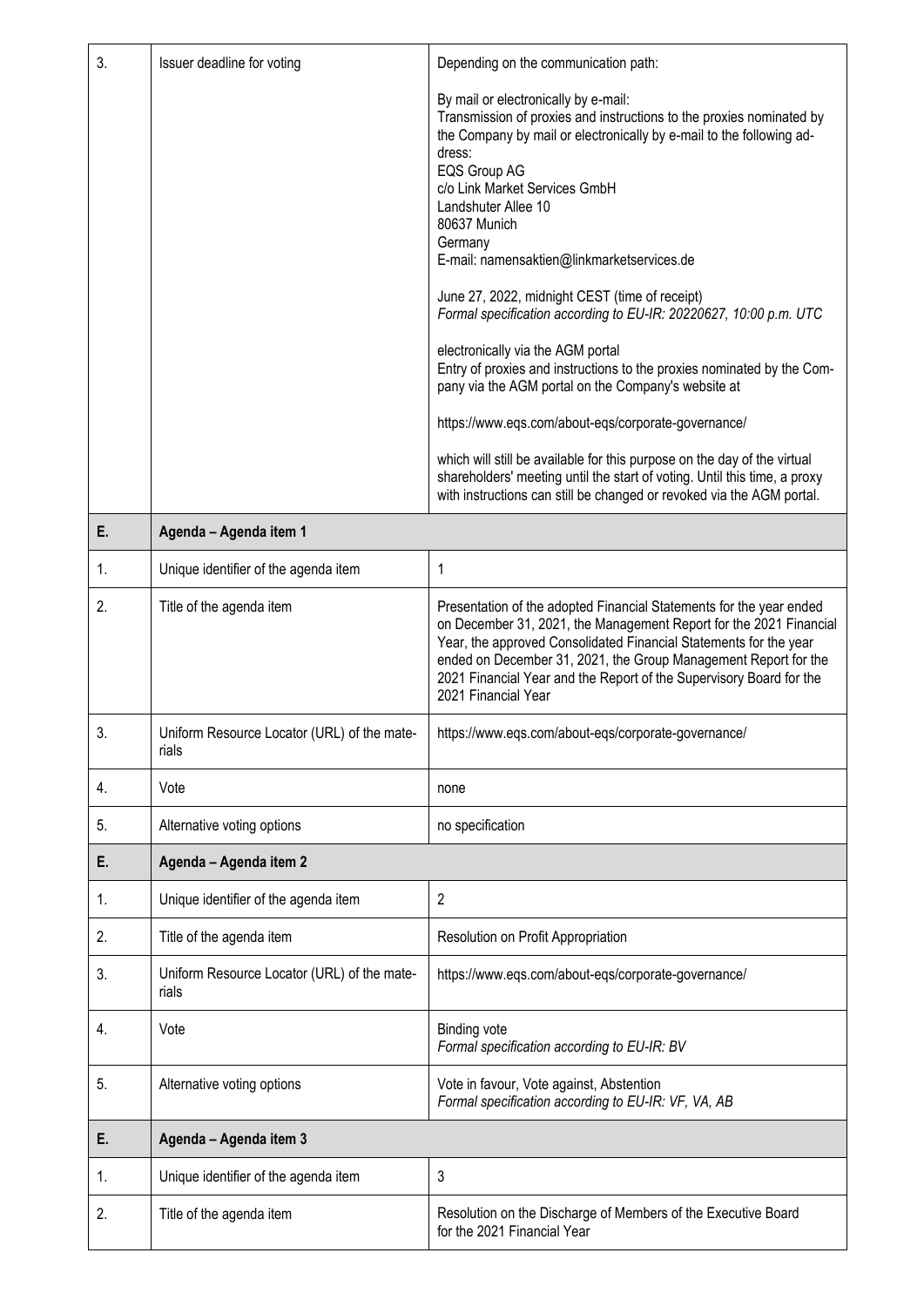| | | |
|---|---|---|
| 3. | Issuer deadline for voting | Depending on the communication path:<br><br>By mail or electronically by e-mail:<br>Transmission of proxies and instructions to the proxies nominated by the Company by mail or electronically by e-mail to the following address:<br>EQS Group AG<br>c/o Link Market Services GmbH<br>Landshuter Allee 10<br>80637 Munich<br>Germany<br>E-mail: namensaktien@linkmarketservices.de<br><br>June 27, 2022, midnight CEST (time of receipt)<br>*Formal specification according to EU-IR: 20220627, 10:00 p.m. UTC*<br><br>electronically via the AGM portal<br>Entry of proxies and instructions to the proxies nominated by the Company via the AGM portal on the Company's website at<br><br>https://www.eqs.com/about-eqs/corporate-governance/<br><br>which will still be available for this purpose on the day of the virtual shareholders' meeting until the start of voting. Until this time, a proxy with instructions can still be changed or revoked via the AGM portal. |
| **E.** | **Agenda – Agenda item 1** | |
| 1. | Unique identifier of the agenda item | 1 |
| 2. | Title of the agenda item | Presentation of the adopted Financial Statements for the year ended on December 31, 2021, the Management Report for the 2021 Financial Year, the approved Consolidated Financial Statements for the year ended on December 31, 2021, the Group Management Report for the 2021 Financial Year and the Report of the Supervisory Board for the 2021 Financial Year |
| 3. | Uniform Resource Locator (URL) of the materials | https://www.eqs.com/about-eqs/corporate-governance/ |
| 4. | Vote | none |
| 5. | Alternative voting options | no specification |
| **E.** | **Agenda – Agenda item 2** | |
| 1. | Unique identifier of the agenda item | 2 |
| 2. | Title of the agenda item | Resolution on Profit Appropriation |
| 3. | Uniform Resource Locator (URL) of the materials | https://www.eqs.com/about-eqs/corporate-governance/ |
| 4. | Vote | Binding vote<br>*Formal specification according to EU-IR: BV* |
| 5. | Alternative voting options | Vote in favour, Vote against, Abstention<br>*Formal specification according to EU-IR: VF, VA, AB* |
| **E.** | **Agenda – Agenda item 3** | |
| 1. | Unique identifier of the agenda item | 3 |
| 2. | Title of the agenda item | Resolution on the Discharge of Members of the Executive Board for the 2021 Financial Year |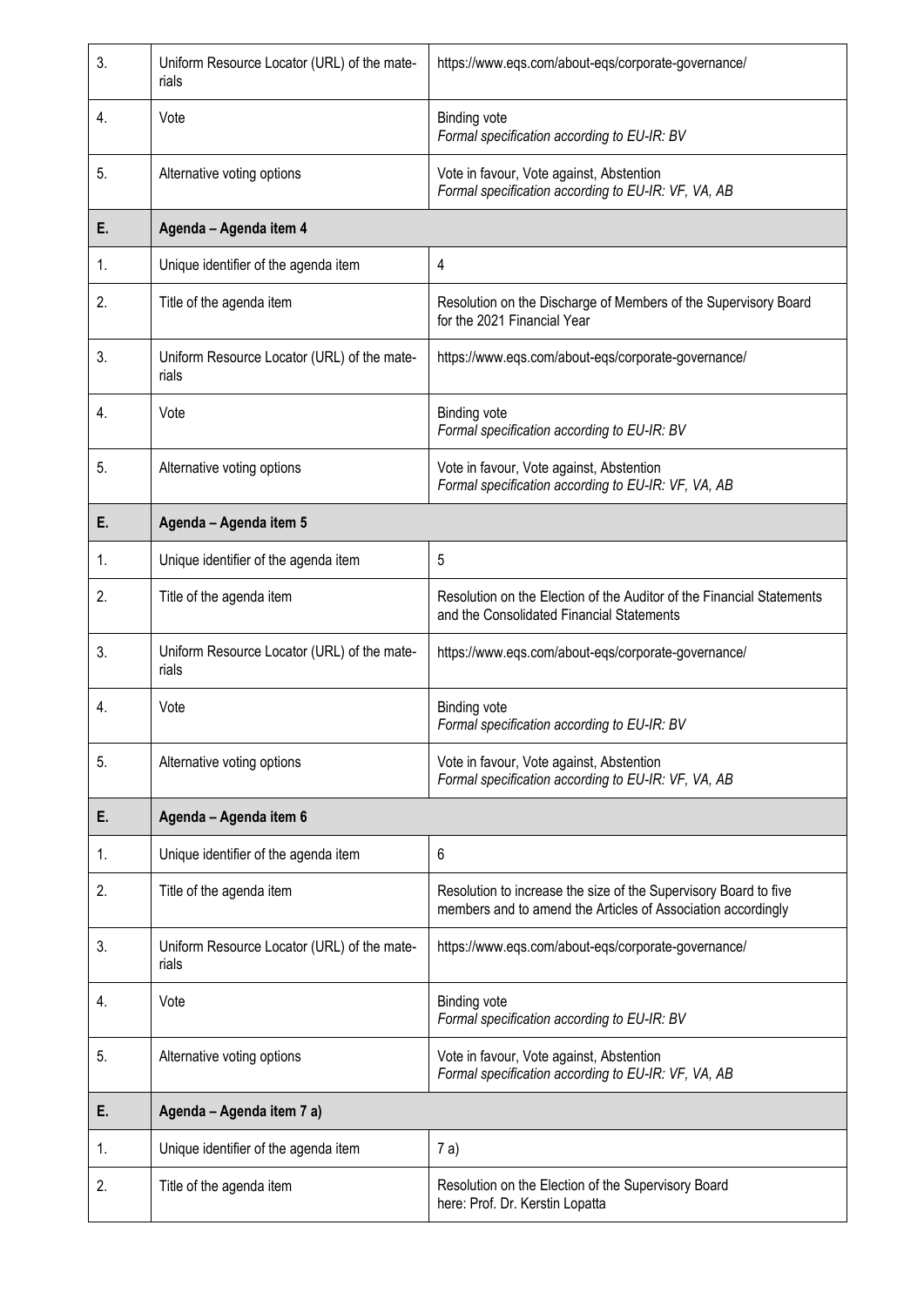| | | |
|---|---|---|
| 3. | Uniform Resource Locator (URL) of the materials | https://www.eqs.com/about-eqs/corporate-governance/ |
| 4. | Vote | Binding vote<br>*Formal specification according to EU-IR: BV* |
| 5. | Alternative voting options | Vote in favour, Vote against, Abstention<br>*Formal specification according to EU-IR: VF, VA, AB* |
| **E.** | **Agenda – Agenda item 4** | |
| 1. | Unique identifier of the agenda item | 4 |
| 2. | Title of the agenda item | Resolution on the Discharge of Members of the Supervisory Board for the 2021 Financial Year |
| 3. | Uniform Resource Locator (URL) of the materials | https://www.eqs.com/about-eqs/corporate-governance/ |
| 4. | Vote | Binding vote<br>*Formal specification according to EU-IR: BV* |
| 5. | Alternative voting options | Vote in favour, Vote against, Abstention<br>*Formal specification according to EU-IR: VF, VA, AB* |
| **E.** | **Agenda – Agenda item 5** | |
| 1. | Unique identifier of the agenda item | 5 |
| 2. | Title of the agenda item | Resolution on the Election of the Auditor of the Financial Statements and the Consolidated Financial Statements |
| 3. | Uniform Resource Locator (URL) of the materials | https://www.eqs.com/about-eqs/corporate-governance/ |
| 4. | Vote | Binding vote<br>*Formal specification according to EU-IR: BV* |
| 5. | Alternative voting options | Vote in favour, Vote against, Abstention<br>*Formal specification according to EU-IR: VF, VA, AB* |
| **E.** | **Agenda – Agenda item 6** | |
| 1. | Unique identifier of the agenda item | 6 |
| 2. | Title of the agenda item | Resolution to increase the size of the Supervisory Board to five members and to amend the Articles of Association accordingly |
| 3. | Uniform Resource Locator (URL) of the materials | https://www.eqs.com/about-eqs/corporate-governance/ |
| 4. | Vote | Binding vote<br>*Formal specification according to EU-IR: BV* |
| 5. | Alternative voting options | Vote in favour, Vote against, Abstention<br>*Formal specification according to EU-IR: VF, VA, AB* |
| **E.** | **Agenda – Agenda item 7 a)** | |
| 1. | Unique identifier of the agenda item | 7 a) |
| 2. | Title of the agenda item | Resolution on the Election of the Supervisory Board<br>here: Prof. Dr. Kerstin Lopatta |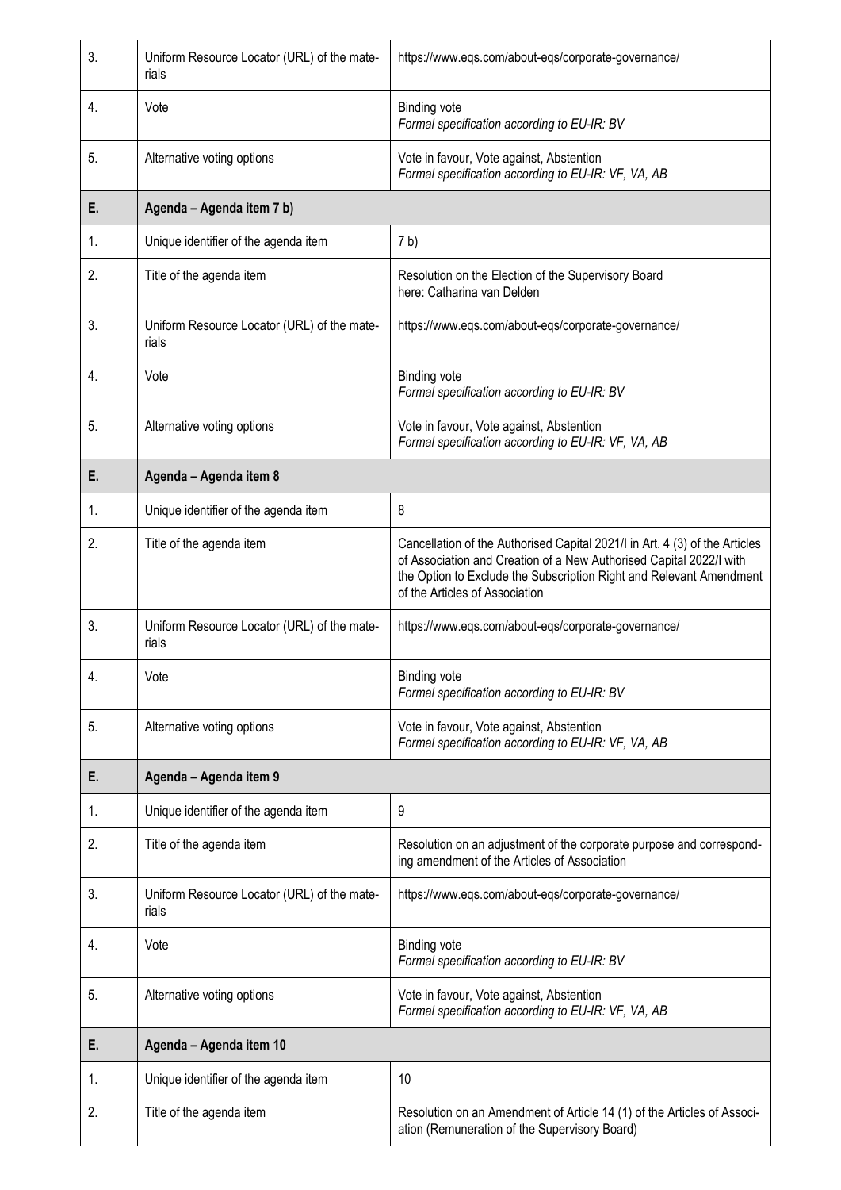| | | |
|---|---|---|
| 3. | Uniform Resource Locator (URL) of the materials | https://www.eqs.com/about-eqs/corporate-governance/ |
| 4. | Vote | Binding vote<br>*Formal specification according to EU-IR: BV* |
| 5. | Alternative voting options | Vote in favour, Vote against, Abstention<br>*Formal specification according to EU-IR: VF, VA, AB* |
| **E.** | **Agenda – Agenda item 7 b)** | |
| 1. | Unique identifier of the agenda item | 7 b) |
| 2. | Title of the agenda item | Resolution on the Election of the Supervisory Board<br>here: Catharina van Delden |
| 3. | Uniform Resource Locator (URL) of the materials | https://www.eqs.com/about-eqs/corporate-governance/ |
| 4. | Vote | Binding vote<br>*Formal specification according to EU-IR: BV* |
| 5. | Alternative voting options | Vote in favour, Vote against, Abstention<br>*Formal specification according to EU-IR: VF, VA, AB* |
| **E.** | **Agenda – Agenda item 8** | |
| 1. | Unique identifier of the agenda item | 8 |
| 2. | Title of the agenda item | Cancellation of the Authorised Capital 2021/I in Art. 4 (3) of the Articles of Association and Creation of a New Authorised Capital 2022/I with the Option to Exclude the Subscription Right and Relevant Amendment of the Articles of Association |
| 3. | Uniform Resource Locator (URL) of the materials | https://www.eqs.com/about-eqs/corporate-governance/ |
| 4. | Vote | Binding vote<br>*Formal specification according to EU-IR: BV* |
| 5. | Alternative voting options | Vote in favour, Vote against, Abstention<br>*Formal specification according to EU-IR: VF, VA, AB* |
| **E.** | **Agenda – Agenda item 9** | |
| 1. | Unique identifier of the agenda item | 9 |
| 2. | Title of the agenda item | Resolution on an adjustment of the corporate purpose and corresponding amendment of the Articles of Association |
| 3. | Uniform Resource Locator (URL) of the materials | https://www.eqs.com/about-eqs/corporate-governance/ |
| 4. | Vote | Binding vote<br>*Formal specification according to EU-IR: BV* |
| 5. | Alternative voting options | Vote in favour, Vote against, Abstention<br>*Formal specification according to EU-IR: VF, VA, AB* |
| **E.** | **Agenda – Agenda item 10** | |
| 1. | Unique identifier of the agenda item | 10 |
| 2. | Title of the agenda item | Resolution on an Amendment of Article 14 (1) of the Articles of Association (Remuneration of the Supervisory Board) |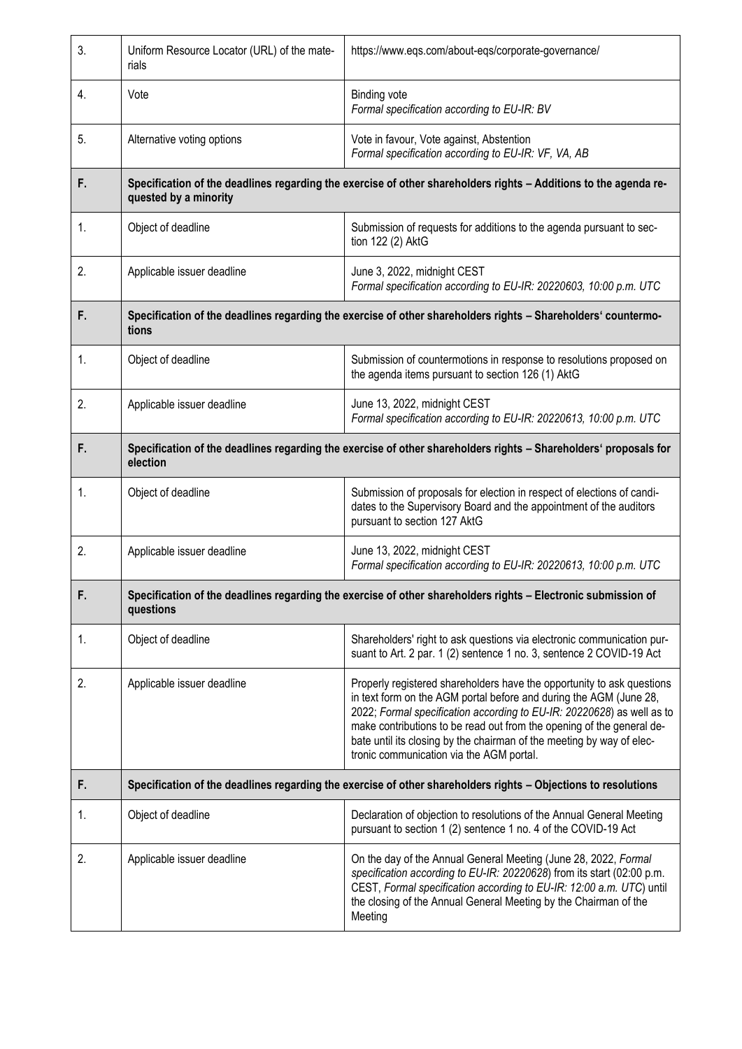| | | |
|---|---|---|
| 3. | Uniform Resource Locator (URL) of the materials | https://www.eqs.com/about-eqs/corporate-governance/ |
| 4. | Vote | Binding vote<br>*Formal specification according to EU-IR: BV* |
| 5. | Alternative voting options | Vote in favour, Vote against, Abstention<br>*Formal specification according to EU-IR: VF, VA, AB* |
| **F.** | **Specification of the deadlines regarding the exercise of other shareholders rights – Additions to the agenda requested by a minority** | |
| 1. | Object of deadline | Submission of requests for additions to the agenda pursuant to section 122 (2) AktG |
| 2. | Applicable issuer deadline | June 3, 2022, midnight CEST<br>*Formal specification according to EU-IR: 20220603, 10:00 p.m. UTC* |
| **F.** | **Specification of the deadlines regarding the exercise of other shareholders rights – Shareholders' countermotions** | |
| 1. | Object of deadline | Submission of countermotions in response to resolutions proposed on the agenda items pursuant to section 126 (1) AktG |
| 2. | Applicable issuer deadline | June 13, 2022, midnight CEST<br>*Formal specification according to EU-IR: 20220613, 10:00 p.m. UTC* |
| **F.** | **Specification of the deadlines regarding the exercise of other shareholders rights – Shareholders' proposals for election** | |
| 1. | Object of deadline | Submission of proposals for election in respect of elections of candidates to the Supervisory Board and the appointment of the auditors pursuant to section 127 AktG |
| 2. | Applicable issuer deadline | June 13, 2022, midnight CEST<br>*Formal specification according to EU-IR: 20220613, 10:00 p.m. UTC* |
| **F.** | **Specification of the deadlines regarding the exercise of other shareholders rights – Electronic submission of questions** | |
| 1. | Object of deadline | Shareholders' right to ask questions via electronic communication pursuant to Art. 2 par. 1 (2) sentence 1 no. 3, sentence 2 COVID-19 Act |
| 2. | Applicable issuer deadline | Properly registered shareholders have the opportunity to ask questions in text form on the AGM portal before and during the AGM (June 28, 2022; *Formal specification according to EU-IR: 20220628*) as well as to make contributions to be read out from the opening of the general debate until its closing by the chairman of the meeting by way of electronic communication via the AGM portal. |
| **F.** | **Specification of the deadlines regarding the exercise of other shareholders rights – Objections to resolutions** | |
| 1. | Object of deadline | Declaration of objection to resolutions of the Annual General Meeting pursuant to section 1 (2) sentence 1 no. 4 of the COVID-19 Act |
| 2. | Applicable issuer deadline | On the day of the Annual General Meeting (June 28, 2022, *Formal specification according to EU-IR: 20220628*) from its start (02:00 p.m. CEST, *Formal specification according to EU-IR: 12:00 a.m. UTC*) until the closing of the Annual General Meeting by the Chairman of the Meeting |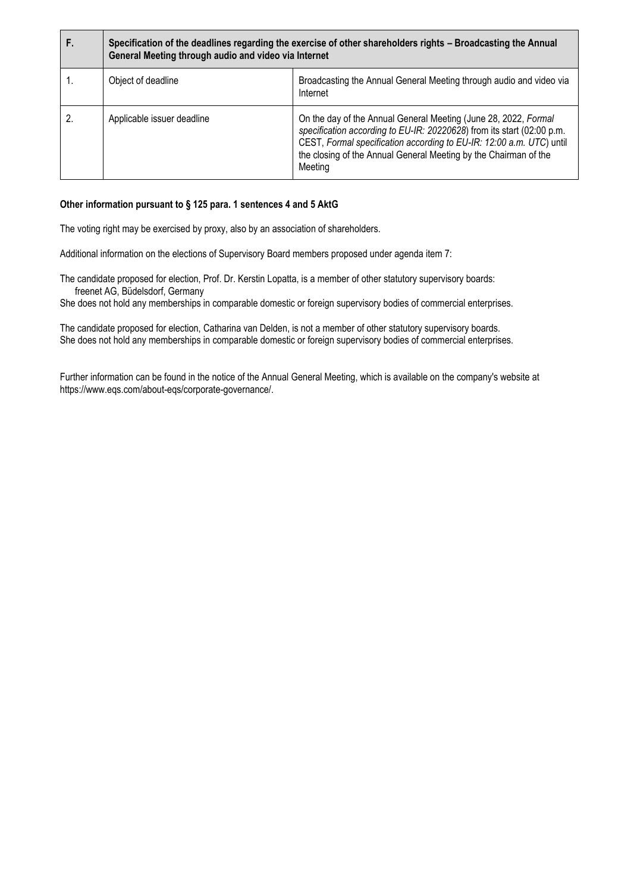| F. | Specification of the deadlines regarding the exercise of other shareholders rights – Broadcasting the Annual General Meeting through audio and video via Internet | |
|---|---|---|
| 1. | Object of deadline | Broadcasting the Annual General Meeting through audio and video via Internet |
| 2. | Applicable issuer deadline | On the day of the Annual General Meeting (June 28, 2022, *Formal specification according to EU-IR: 20220628*) from its start (02:00 p.m. CEST, *Formal specification according to EU-IR: 12:00 a.m. UTC*) until the closing of the Annual General Meeting by the Chairman of the Meeting |

**Other information pursuant to § 125 para. 1 sentences 4 and 5 AktG**

The voting right may be exercised by proxy, also by an association of shareholders.

Additional information on the elections of Supervisory Board members proposed under agenda item 7:

The candidate proposed for election, Prof. Dr. Kerstin Lopatta, is a member of other statutory supervisory boards:
freenet AG, Büdelsdorf, Germany
She does not hold any memberships in comparable domestic or foreign supervisory bodies of commercial enterprises.

The candidate proposed for election, Catharina van Delden, is not a member of other statutory supervisory boards.
She does not hold any memberships in comparable domestic or foreign supervisory bodies of commercial enterprises.

Further information can be found in the notice of the Annual General Meeting, which is available on the company's website at https://www.eqs.com/about-eqs/corporate-governance/.